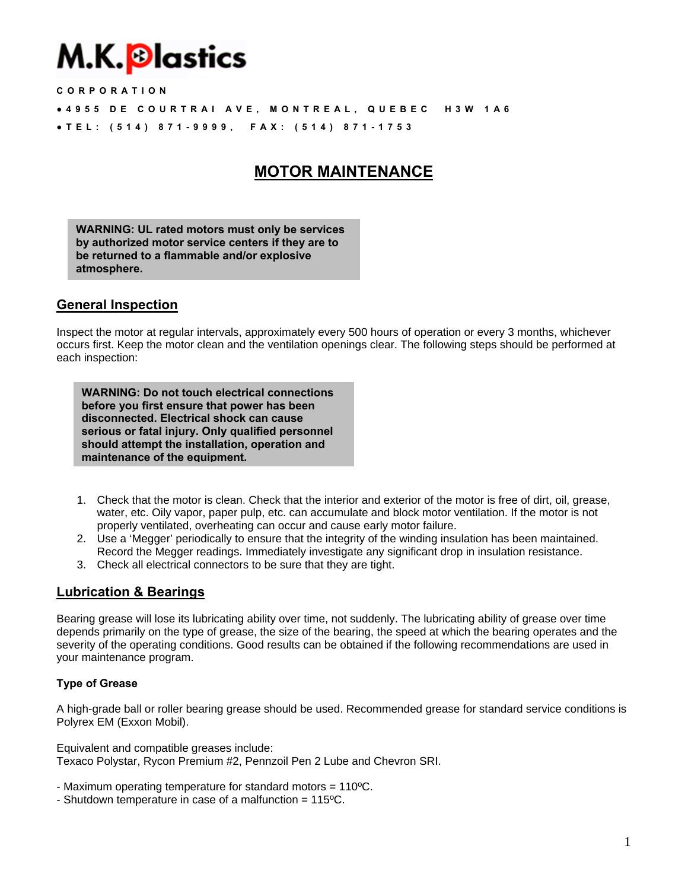# M.K.Plastics

**CORPORATION**

- 4955 DE COURTRAI AVE, MONTREAL, QUEBEC H3W 1A6
- TEL: (514) 871-9999, FAX: (514) 871-1753

## MOTOR MAINTENANCE

> **WARNING: UL rated motors must only be services by authorized motor service centers if they are to be returned to a flammable and/or explosive atmosphere.**

## General Inspection

Inspect the motor at regular intervals, approximately every 500 hours of operation or every 3 months, whichever occurs first. Keep the motor clean and the ventilation openings clear. The following steps should be performed at each inspection:

> **WARNING: Do not touch electrical connections before you first ensure that power has been disconnected. Electrical shock can cause serious or fatal injury. Only qualified personnel should attempt the installation, operation and maintenance of the equipment.**

1. Check that the motor is clean. Check that the interior and exterior of the motor is free of dirt, oil, grease, water, etc. Oily vapor, paper pulp, etc. can accumulate and block motor ventilation. If the motor is not properly ventilated, overheating can occur and cause early motor failure.
2. Use a 'Megger' periodically to ensure that the integrity of the winding insulation has been maintained. Record the Megger readings. Immediately investigate any significant drop in insulation resistance.
3. Check all electrical connectors to be sure that they are tight.

## Lubrication & Bearings

Bearing grease will lose its lubricating ability over time, not suddenly. The lubricating ability of grease over time depends primarily on the type of grease, the size of the bearing, the speed at which the bearing operates and the severity of the operating conditions. Good results can be obtained if the following recommendations are used in your maintenance program.

### Type of Grease

A high-grade ball or roller bearing grease should be used. Recommended grease for standard service conditions is Polyrex EM (Exxon Mobil).

Equivalent and compatible greases include:
Texaco Polystar, Rycon Premium #2, Pennzoil Pen 2 Lube and Chevron SRI.

- Maximum operating temperature for standard motors = 110ºC.
- Shutdown temperature in case of a malfunction = 115ºC.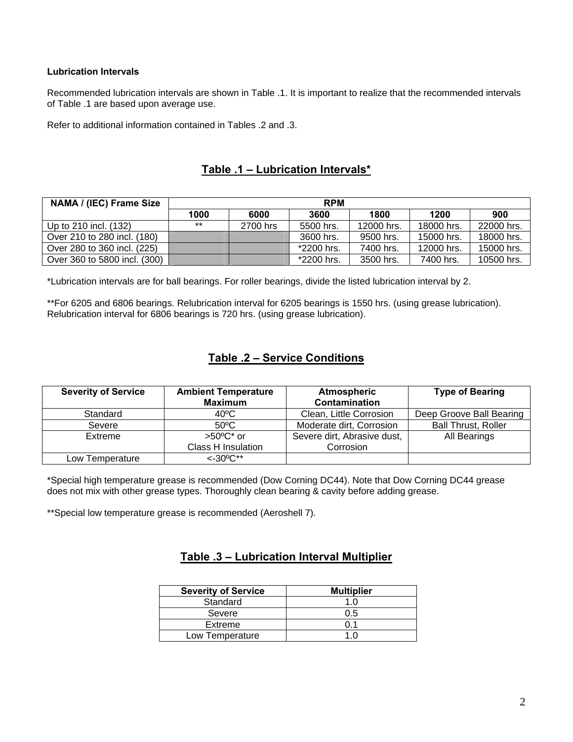**Lubrication Intervals**

Recommended lubrication intervals are shown in Table .1. It is important to realize that the recommended intervals of Table .1 are based upon average use.

Refer to additional information contained in Tables .2 and .3.

## Table .1 – Lubrication Intervals*

| NAMA / (IEC) Frame Size | RPM | | | | | |
|---|---|---|---|---|---|---|
| | 1000 | 6000 | 3600 | 1800 | 1200 | 900 |
| Up to 210 incl. (132) | ** | 2700 hrs | 5500 hrs. | 12000 hrs. | 18000 hrs. | 22000 hrs. |
| Over 210 to 280 incl. (180) | | | 3600 hrs. | 9500 hrs. | 15000 hrs. | 18000 hrs. |
| Over 280 to 360 incl. (225) | | | *2200 hrs. | 7400 hrs. | 12000 hrs. | 15000 hrs. |
| Over 360 to 5800 incl. (300) | | | *2200 hrs. | 3500 hrs. | 7400 hrs. | 10500 hrs. |

*Lubrication intervals are for ball bearings. For roller bearings, divide the listed lubrication interval by 2.

**For 6205 and 6806 bearings. Relubrication interval for 6205 bearings is 1550 hrs. (using grease lubrication). Relubrication interval for 6806 bearings is 720 hrs. (using grease lubrication).

## Table .2 – Service Conditions

| Severity of Service | Ambient Temperature Maximum | Atmospheric Contamination | Type of Bearing |
|---|---|---|---|
| Standard | 40ºC | Clean, Little Corrosion | Deep Groove Ball Bearing |
| Severe | 50ºC | Moderate dirt, Corrosion | Ball Thrust, Roller |
| Extreme | >50ºC* or Class H Insulation | Severe dirt, Abrasive dust, Corrosion | All Bearings |
| Low Temperature | <-30ºC** | | |

*Special high temperature grease is recommended (Dow Corning DC44). Note that Dow Corning DC44 grease does not mix with other grease types. Thoroughly clean bearing & cavity before adding grease.

**Special low temperature grease is recommended (Aeroshell 7).

## Table .3 – Lubrication Interval Multiplier

| Severity of Service | Multiplier |
|---|---|
| Standard | 1.0 |
| Severe | 0.5 |
| Extreme | 0.1 |
| Low Temperature | 1.0 |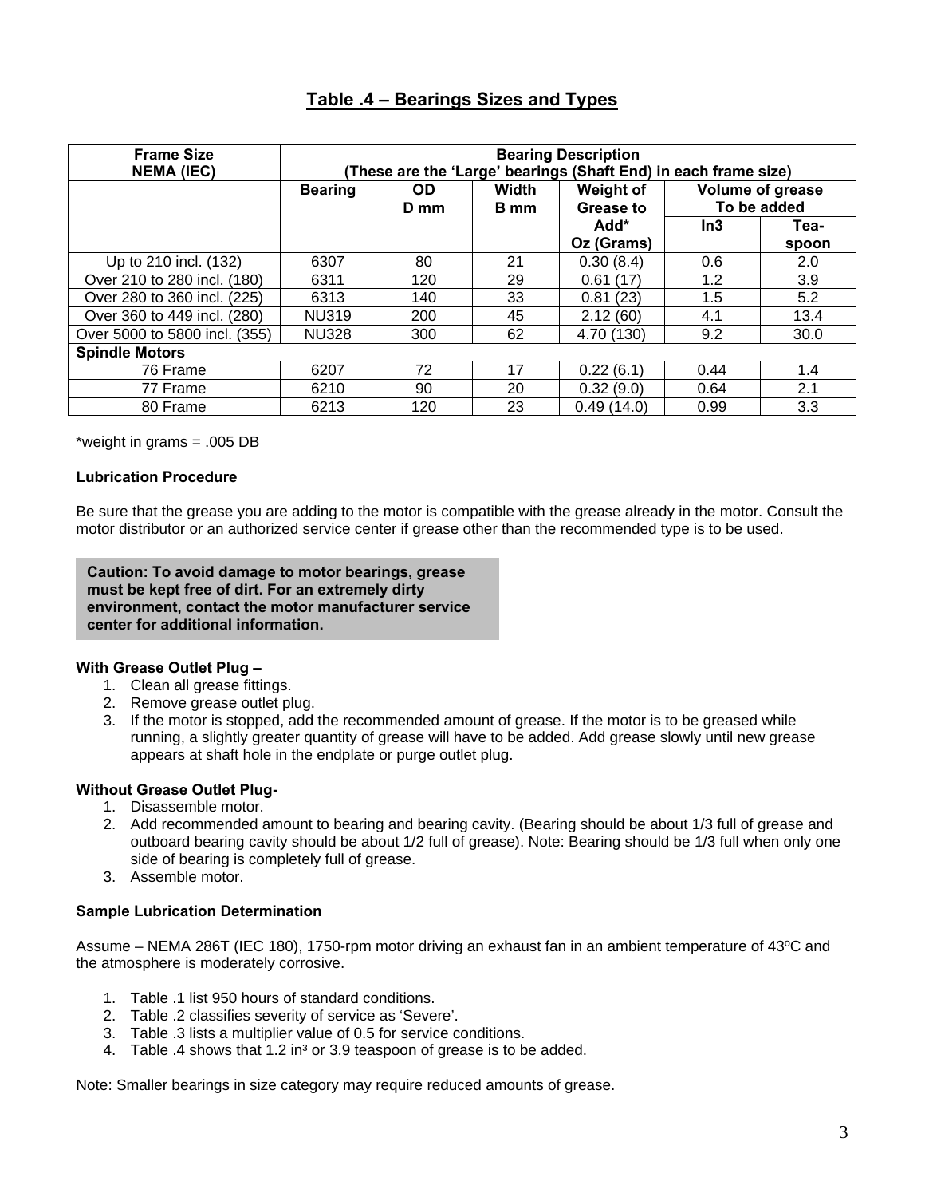## Table .4 – Bearings Sizes and Types

| Frame Size NEMA (IEC) | Bearing Description (These are the 'Large' bearings (Shaft End) in each frame size) | | | | | |
|---|---|---|---|---|---|---|
| | Bearing | OD D mm | Width B mm | Weight of Grease to Add* Oz (Grams) | Volume of grease To be added | |
| | | | | | In3 | Tea-spoon |
| Up to 210 incl. (132) | 6307 | 80 | 21 | 0.30 (8.4) | 0.6 | 2.0 |
| Over 210 to 280 incl. (180) | 6311 | 120 | 29 | 0.61 (17) | 1.2 | 3.9 |
| Over 280 to 360 incl. (225) | 6313 | 140 | 33 | 0.81 (23) | 1.5 | 5.2 |
| Over 360 to 449 incl. (280) | NU319 | 200 | 45 | 2.12 (60) | 4.1 | 13.4 |
| Over 5000 to 5800 incl. (355) | NU328 | 300 | 62 | 4.70 (130) | 9.2 | 30.0 |
| **Spindle Motors** | | | | | | |
| 76 Frame | 6207 | 72 | 17 | 0.22 (6.1) | 0.44 | 1.4 |
| 77 Frame | 6210 | 90 | 20 | 0.32 (9.0) | 0.64 | 2.1 |
| 80 Frame | 6213 | 120 | 23 | 0.49 (14.0) | 0.99 | 3.3 |

*weight in grams = .005 DB

### Lubrication Procedure

Be sure that the grease you are adding to the motor is compatible with the grease already in the motor. Consult the motor distributor or an authorized service center if grease other than the recommended type is to be used.

**Caution: To avoid damage to motor bearings, grease must be kept free of dirt. For an extremely dirty environment, contact the motor manufacturer service center for additional information.**

**With Grease Outlet Plug –**

1. Clean all grease fittings.
2. Remove grease outlet plug.
3. If the motor is stopped, add the recommended amount of grease. If the motor is to be greased while running, a slightly greater quantity of grease will have to be added. Add grease slowly until new grease appears at shaft hole in the endplate or purge outlet plug.

**Without Grease Outlet Plug-**

1. Disassemble motor.
2. Add recommended amount to bearing and bearing cavity. (Bearing should be about 1/3 full of grease and outboard bearing cavity should be about 1/2 full of grease). Note: Bearing should be 1/3 full when only one side of bearing is completely full of grease.
3. Assemble motor.

### Sample Lubrication Determination

Assume – NEMA 286T (IEC 180), 1750-rpm motor driving an exhaust fan in an ambient temperature of 43ºC and the atmosphere is moderately corrosive.

1. Table .1 list 950 hours of standard conditions.
2. Table .2 classifies severity of service as 'Severe'.
3. Table .3 lists a multiplier value of 0.5 for service conditions.
4. Table .4 shows that 1.2 $in^3$ or 3.9 teaspoon of grease is to be added.

Note: Smaller bearings in size category may require reduced amounts of grease.